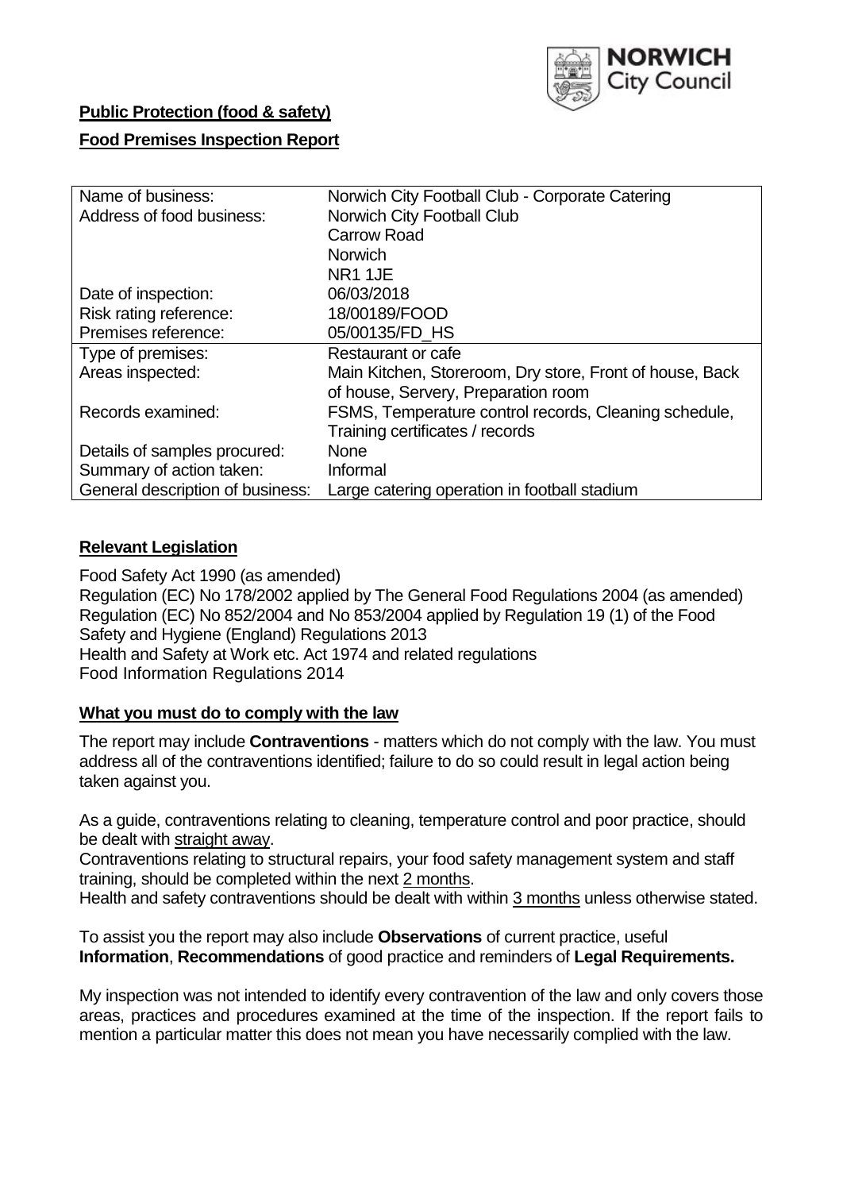**Public Protection (food & safety)**

**Food Premises Inspection Report**

| Name of business: | Norwich City Football Club - Corporate Catering |
|---|---|
| Address of food business: | Norwich City Football Club<br>Carrow Road<br>Norwich<br>NR1 1JE |
| Date of inspection: | 06/03/2018 |
| Risk rating reference: | 18/00189/FOOD |
| Premises reference: | 05/00135/FD_HS |
| Type of premises: | Restaurant or cafe |
| Areas inspected: | Main Kitchen, Storeroom, Dry store, Front of house, Back of house, Servery, Preparation room |
| Records examined: | FSMS, Temperature control records, Cleaning schedule, Training certificates / records |
| Details of samples procured: | None |
| Summary of action taken: | Informal |
| General description of business: | Large catering operation in football stadium |

## Relevant Legislation

Food Safety Act 1990 (as amended)
Regulation (EC) No 178/2002 applied by The General Food Regulations 2004 (as amended)
Regulation (EC) No 852/2004 and No 853/2004 applied by Regulation 19 (1) of the Food Safety and Hygiene (England) Regulations 2013
Health and Safety at Work etc. Act 1974 and related regulations
Food Information Regulations 2014

## What you must do to comply with the law

The report may include **Contraventions** - matters which do not comply with the law. You must address all of the contraventions identified; failure to do so could result in legal action being taken against you.

As a guide, contraventions relating to cleaning, temperature control and poor practice, should be dealt with straight away.

Contraventions relating to structural repairs, your food safety management system and staff training, should be completed within the next 2 months.

Health and safety contraventions should be dealt with within 3 months unless otherwise stated.

To assist you the report may also include **Observations** of current practice, useful **Information**, **Recommendations** of good practice and reminders of **Legal Requirements.**

My inspection was not intended to identify every contravention of the law and only covers those areas, practices and procedures examined at the time of the inspection. If the report fails to mention a particular matter this does not mean you have necessarily complied with the law.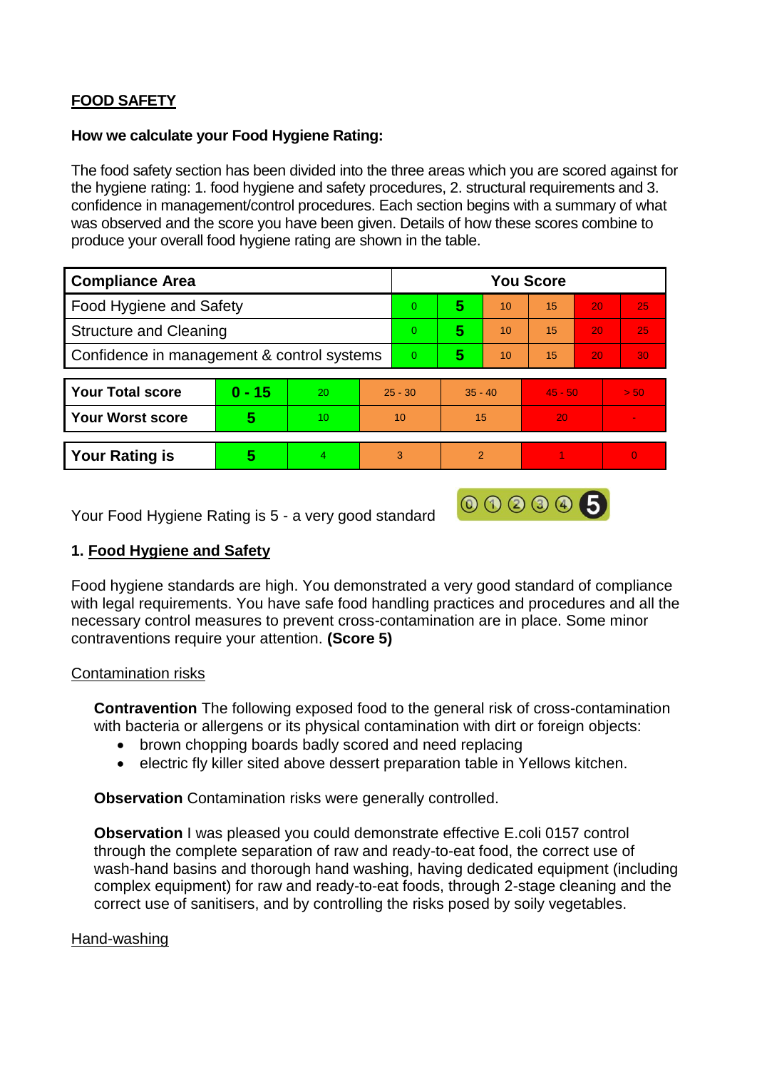**FOOD SAFETY**

**How we calculate your Food Hygiene Rating:**

The food safety section has been divided into the three areas which you are scored against for the hygiene rating: 1. food hygiene and safety procedures, 2. structural requirements and 3. confidence in management/control procedures. Each section begins with a summary of what was observed and the score you have been given. Details of how these scores combine to produce your overall food hygiene rating are shown in the table.

| Compliance Area | You Score | | | | | |
|---|---|---|---|---|---|---|
| Food Hygiene and Safety | 0 | **5** | 10 | 15 | 20 | 25 |
| Structure and Cleaning | 0 | **5** | 10 | 15 | 20 | 25 |
| Confidence in management & control systems | 0 | **5** | 10 | 15 | 20 | 30 |

| | | | | | | |
|---|---|---|---|---|---|---|
| **Your Total score** | **0 - 15** | 20 | 25 - 30 | 35 - 40 | 45 - 50 | > 50 |
| **Your Worst score** | **5** | 10 | 10 | 15 | 20 | - |

| | | | | | | |
|---|---|---|---|---|---|---|
| **Your Rating is** | **5** | 4 | 3 | 2 | 1 | 0 |

Your Food Hygiene Rating is 5 - a very good standard

## 1. Food Hygiene and Safety

Food hygiene standards are high. You demonstrated a very good standard of compliance with legal requirements. You have safe food handling practices and procedures and all the necessary control measures to prevent cross-contamination are in place. Some minor contraventions require your attention. **(Score 5)**

### Contamination risks

**Contravention** The following exposed food to the general risk of cross-contamination with bacteria or allergens or its physical contamination with dirt or foreign objects:

- brown chopping boards badly scored and need replacing
- electric fly killer sited above dessert preparation table in Yellows kitchen.

**Observation** Contamination risks were generally controlled.

**Observation** I was pleased you could demonstrate effective E.coli 0157 control through the complete separation of raw and ready-to-eat food, the correct use of wash-hand basins and thorough hand washing, having dedicated equipment (including complex equipment) for raw and ready-to-eat foods, through 2-stage cleaning and the correct use of sanitisers, and by controlling the risks posed by soily vegetables.

### Hand-washing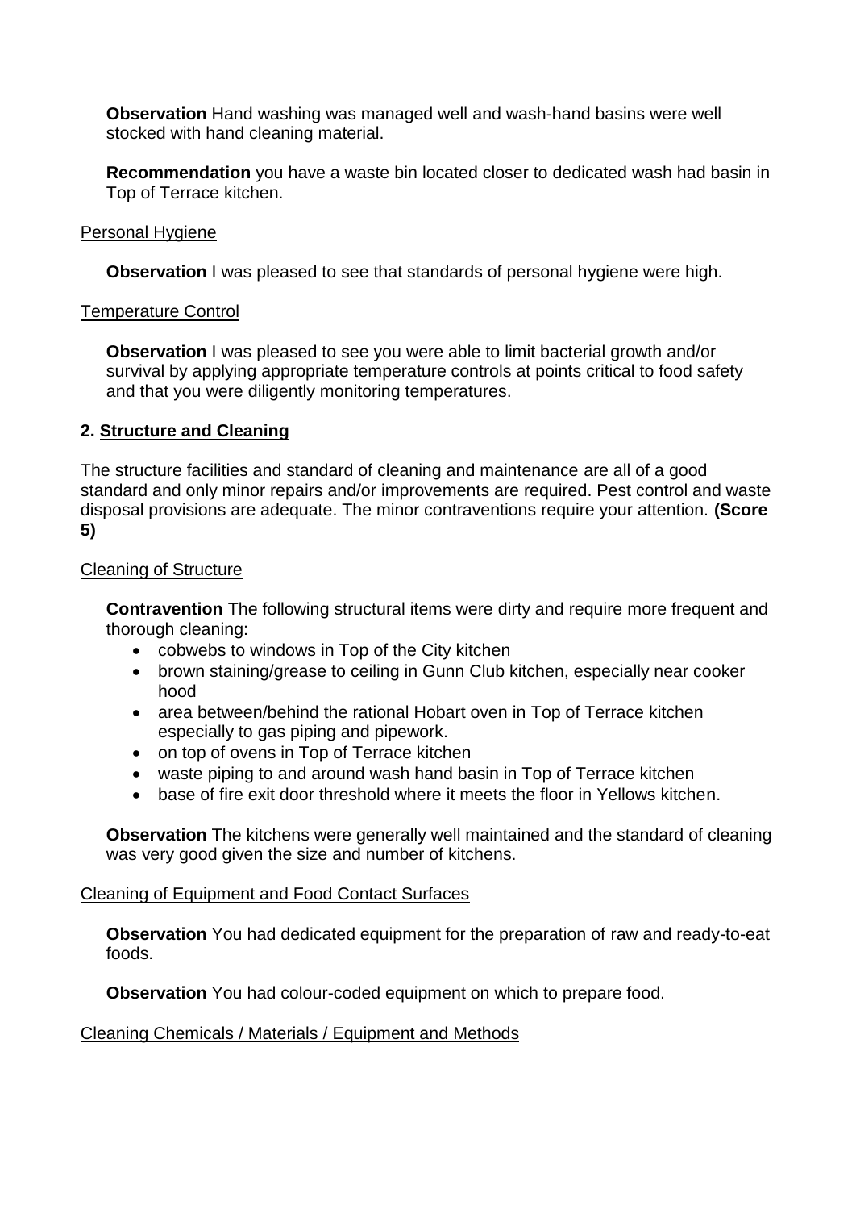**Observation** Hand washing was managed well and wash-hand basins were well stocked with hand cleaning material.

**Recommendation** you have a waste bin located closer to dedicated wash had basin in Top of Terrace kitchen.

Personal Hygiene

**Observation** I was pleased to see that standards of personal hygiene were high.

Temperature Control

**Observation** I was pleased to see you were able to limit bacterial growth and/or survival by applying appropriate temperature controls at points critical to food safety and that you were diligently monitoring temperatures.

## 2. Structure and Cleaning

The structure facilities and standard of cleaning and maintenance are all of a good standard and only minor repairs and/or improvements are required. Pest control and waste disposal provisions are adequate. The minor contraventions require your attention. **(Score 5)**

Cleaning of Structure

**Contravention** The following structural items were dirty and require more frequent and thorough cleaning:

- cobwebs to windows in Top of the City kitchen
- brown staining/grease to ceiling in Gunn Club kitchen, especially near cooker hood
- area between/behind the rational Hobart oven in Top of Terrace kitchen especially to gas piping and pipework.
- on top of ovens in Top of Terrace kitchen
- waste piping to and around wash hand basin in Top of Terrace kitchen
- base of fire exit door threshold where it meets the floor in Yellows kitchen.

**Observation** The kitchens were generally well maintained and the standard of cleaning was very good given the size and number of kitchens.

Cleaning of Equipment and Food Contact Surfaces

**Observation** You had dedicated equipment for the preparation of raw and ready-to-eat foods.

**Observation** You had colour-coded equipment on which to prepare food.

Cleaning Chemicals / Materials / Equipment and Methods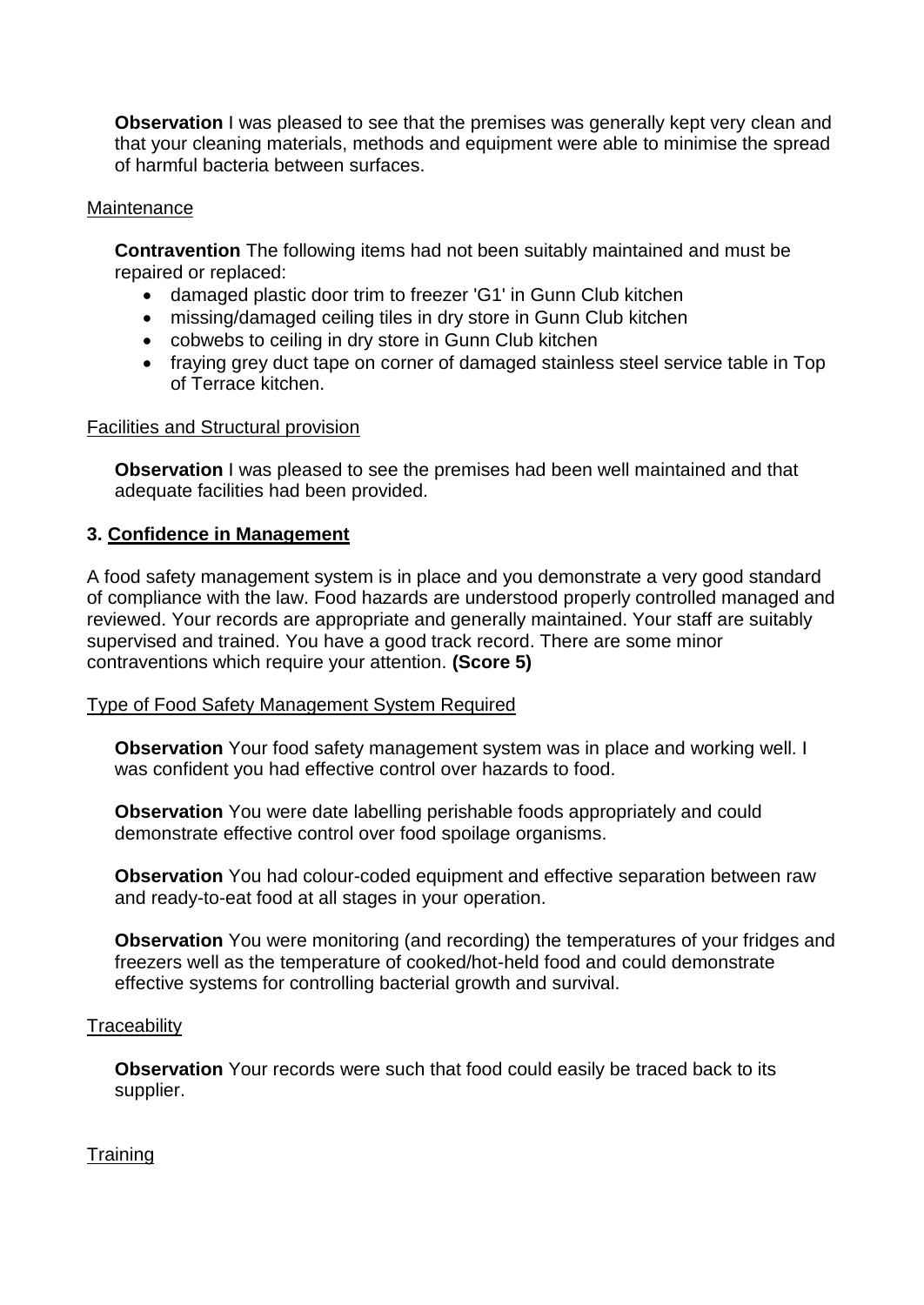**Observation** I was pleased to see that the premises was generally kept very clean and that your cleaning materials, methods and equipment were able to minimise the spread of harmful bacteria between surfaces.

Maintenance

**Contravention** The following items had not been suitably maintained and must be repaired or replaced:

- damaged plastic door trim to freezer 'G1' in Gunn Club kitchen
- missing/damaged ceiling tiles in dry store in Gunn Club kitchen
- cobwebs to ceiling in dry store in Gunn Club kitchen
- fraying grey duct tape on corner of damaged stainless steel service table in Top of Terrace kitchen.

Facilities and Structural provision

**Observation** I was pleased to see the premises had been well maintained and that adequate facilities had been provided.

**3. Confidence in Management**

A food safety management system is in place and you demonstrate a very good standard of compliance with the law. Food hazards are understood properly controlled managed and reviewed. Your records are appropriate and generally maintained. Your staff are suitably supervised and trained. You have a good track record. There are some minor contraventions which require your attention. **(Score 5)**

Type of Food Safety Management System Required

**Observation** Your food safety management system was in place and working well. I was confident you had effective control over hazards to food.

**Observation** You were date labelling perishable foods appropriately and could demonstrate effective control over food spoilage organisms.

**Observation** You had colour-coded equipment and effective separation between raw and ready-to-eat food at all stages in your operation.

**Observation** You were monitoring (and recording) the temperatures of your fridges and freezers well as the temperature of cooked/hot-held food and could demonstrate effective systems for controlling bacterial growth and survival.

Traceability

**Observation** Your records were such that food could easily be traced back to its supplier.

Training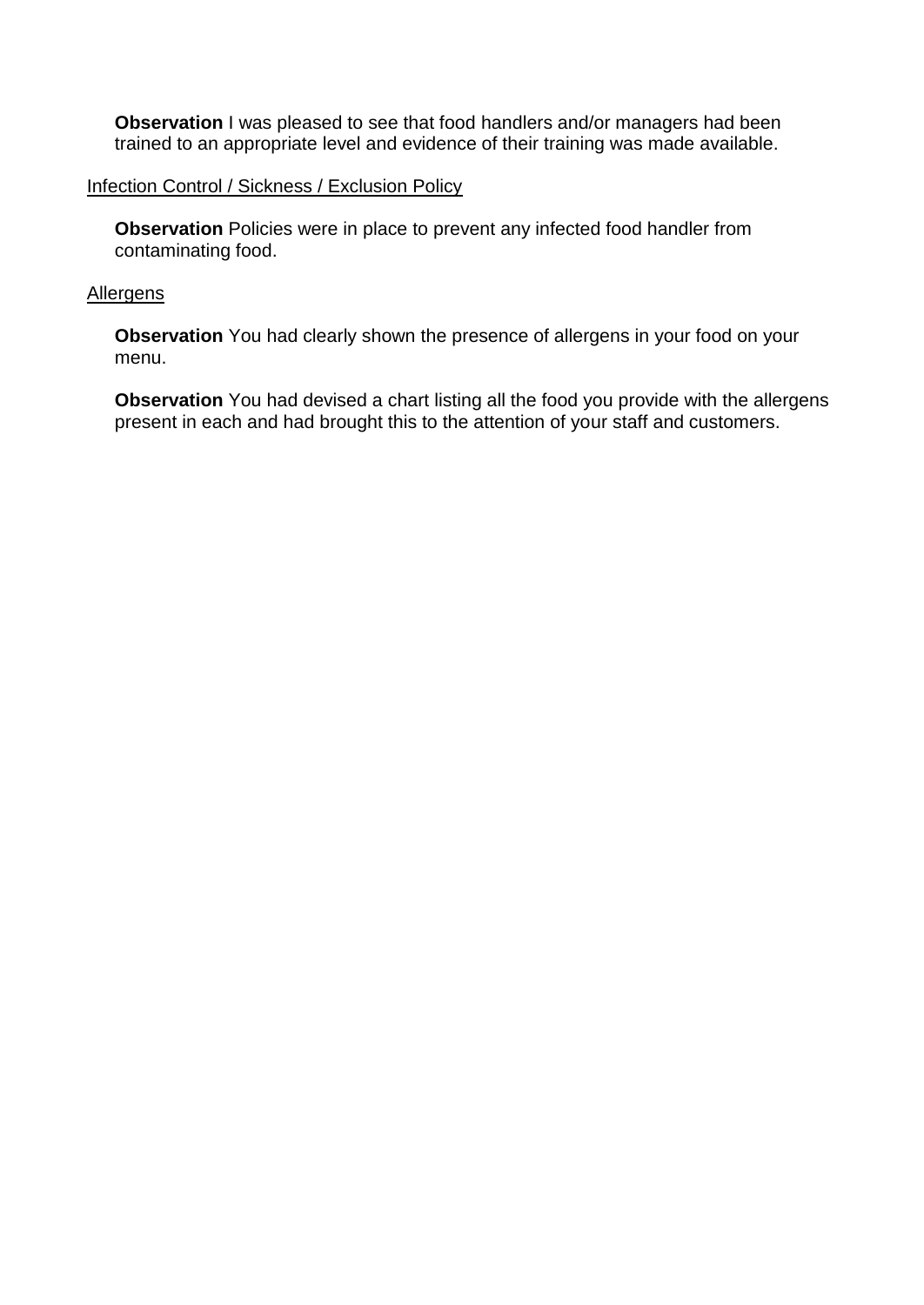**Observation** I was pleased to see that food handlers and/or managers had been trained to an appropriate level and evidence of their training was made available.

<u>Infection Control / Sickness / Exclusion Policy</u>

**Observation** Policies were in place to prevent any infected food handler from contaminating food.

<u>Allergens</u>

**Observation** You had clearly shown the presence of allergens in your food on your menu.

**Observation** You had devised a chart listing all the food you provide with the allergens present in each and had brought this to the attention of your staff and customers.